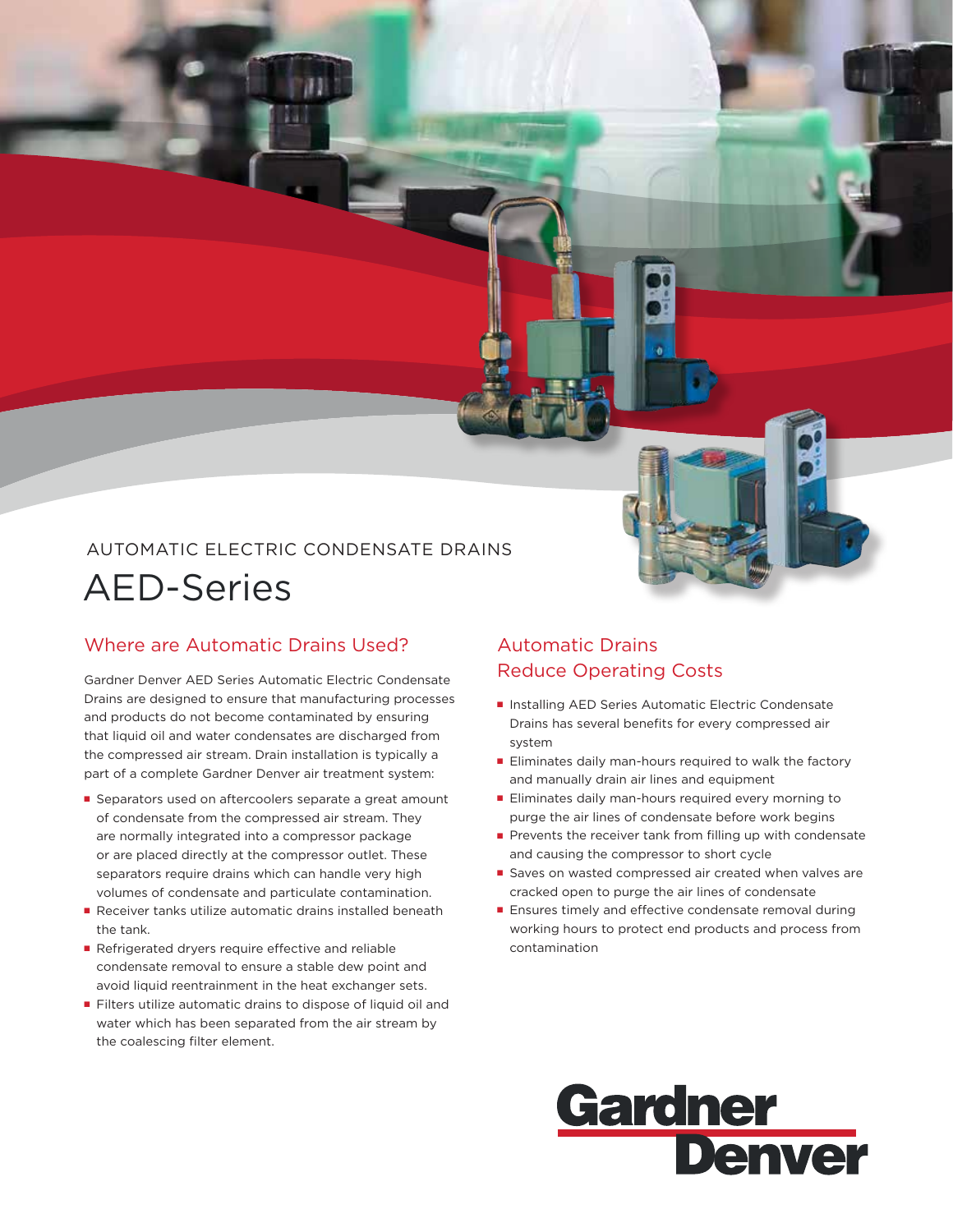AUTOMATIC ELECTRIC CONDENSATE DRAINS

# AED-Series

## Where are Automatic Drains Used?

Gardner Denver AED Series Automatic Electric Condensate Drains are designed to ensure that manufacturing processes and products do not become contaminated by ensuring that liquid oil and water condensates are discharged from the compressed air stream. Drain installation is typically a part of a complete Gardner Denver air treatment system:

- Separators used on aftercoolers separate a great amount of condensate from the compressed air stream. They are normally integrated into a compressor package or are placed directly at the compressor outlet. These separators require drains which can handle very high volumes of condensate and particulate contamination.
- Receiver tanks utilize automatic drains installed beneath the tank.
- Refrigerated dryers require effective and reliable condensate removal to ensure a stable dew point and avoid liquid reentrainment in the heat exchanger sets.
- Filters utilize automatic drains to dispose of liquid oil and water which has been separated from the air stream by the coalescing filter element.

## Automatic Drains Reduce Operating Costs

- Installing AED Series Automatic Electric Condensate Drains has several benefits for every compressed air system
- Eliminates daily man-hours required to walk the factory and manually drain air lines and equipment
- Eliminates daily man-hours required every morning to purge the air lines of condensate before work begins
- Prevents the receiver tank from filling up with condensate and causing the compressor to short cycle
- Saves on wasted compressed air created when valves are cracked open to purge the air lines of condensate
- Ensures timely and effective condensate removal during working hours to protect end products and process from contamination

Gardner Denver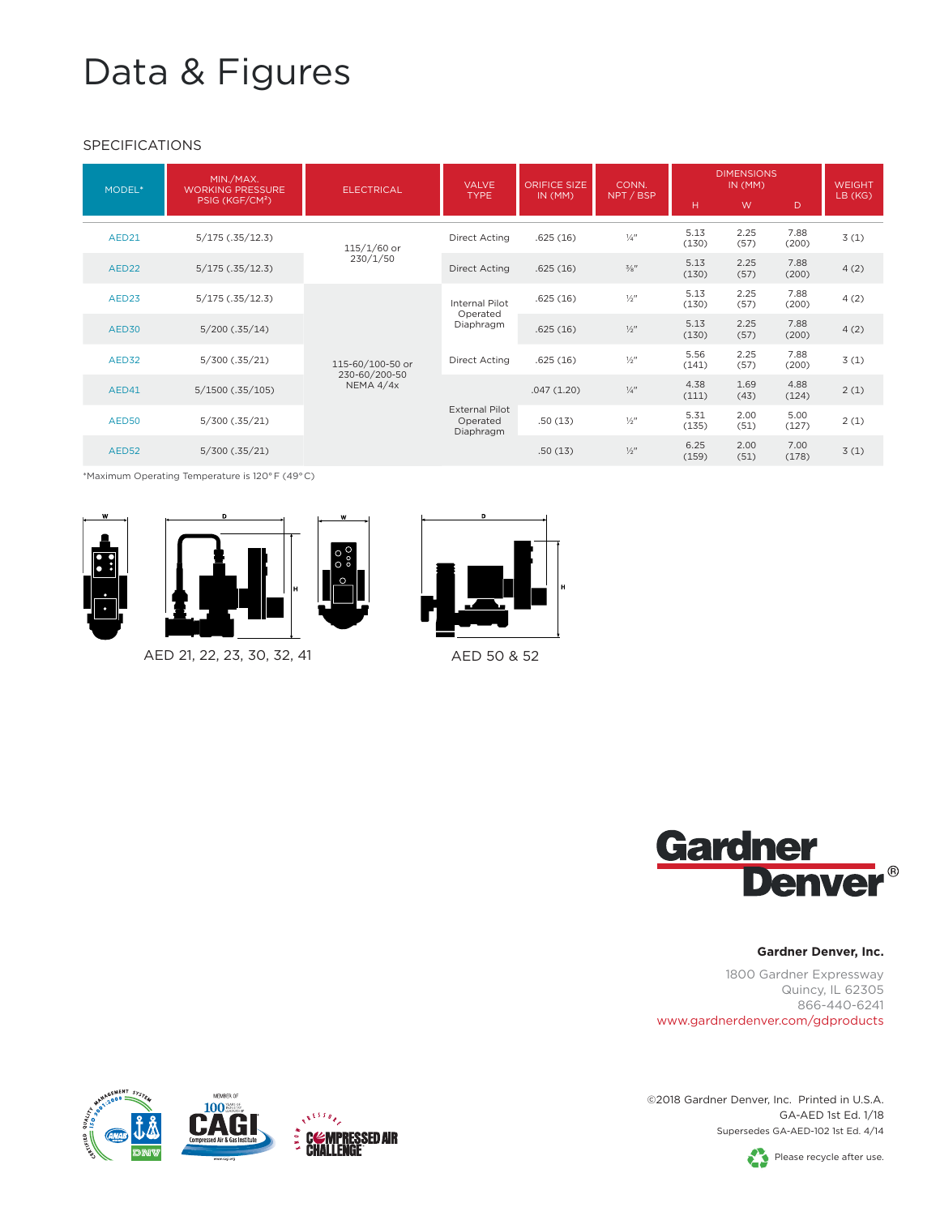# Data & Figures

SPECIFICATIONS

| MODEL* | MIN./MAX. WORKING PRESSURE PSIG (KGF/CM²) | ELECTRICAL | VALVE TYPE | ORIFICE SIZE IN (MM) | CONN. NPT / BSP | DIMENSIONS IN (MM) | | | WEIGHT LB (KG) |
|---|---|---|---|---|---|---|---|---|---|
| | | | | | | H | W | D | |
| AED21 | 5/175 (.35/12.3) | 115/1/60 or 230/1/50 | Direct Acting | .625 (16) | ¼" | 5.13 (130) | 2.25 (57) | 7.88 (200) | 3 (1) |
| AED22 | 5/175 (.35/12.3) | | Direct Acting | .625 (16) | ⅜" | 5.13 (130) | 2.25 (57) | 7.88 (200) | 4 (2) |
| AED23 | 5/175 (.35/12.3) | 115-60/100-50 or 230-60/200-50 NEMA 4/4x | Internal Pilot Operated Diaphragm | .625 (16) | ½" | 5.13 (130) | 2.25 (57) | 7.88 (200) | 4 (2) |
| AED30 | 5/200 (.35/14) | | | .625 (16) | ½" | 5.13 (130) | 2.25 (57) | 7.88 (200) | 4 (2) |
| AED32 | 5/300 (.35/21) | | Direct Acting | .625 (16) | ½" | 5.56 (141) | 2.25 (57) | 7.88 (200) | 3 (1) |
| AED41 | 5/1500 (.35/105) | | | .047 (1.20) | ¼" | 4.38 (111) | 1.69 (43) | 4.88 (124) | 2 (1) |
| AED50 | 5/300 (.35/21) | | External Pilot Operated Diaphragm | .50 (13) | ½" | 5.31 (135) | 2.00 (51) | 5.00 (127) | 2 (1) |
| AED52 | 5/300 (.35/21) | | | .50 (13) | ½" | 6.25 (159) | 2.00 (51) | 7.00 (178) | 3 (1) |

*Maximum Operating Temperature is 120° F (49° C)

W D H W

AED 21, 22, 23, 30, 32, 41

D H

AED 50 & 52

**Gardner Denver, Inc.**

1800 Gardner Expressway
Quincy, IL 62305
866-440-6241
www.gardnerdenver.com/gdproducts

©2018 Gardner Denver, Inc. Printed in U.S.A.
GA-AED 1st Ed. 1/18
Supersedes GA-AED-102 1st Ed. 4/14

Please recycle after use.